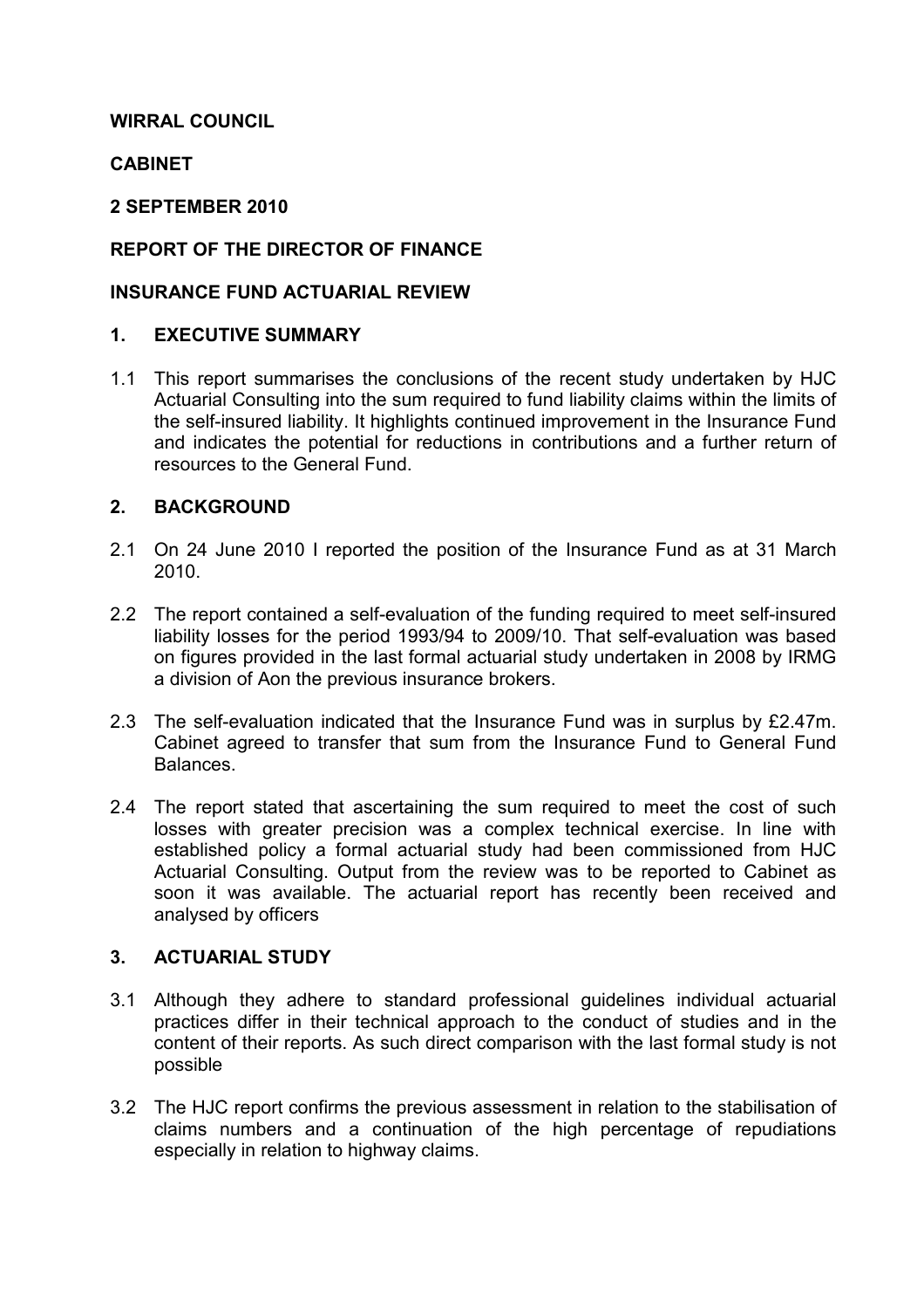**WIRRAL COUNCIL**

**CABINET**

**2 SEPTEMBER 2010**

**REPORT OF THE DIRECTOR OF FINANCE**

**INSURANCE FUND ACTUARIAL REVIEW**

## 1. EXECUTIVE SUMMARY

1.1 This report summarises the conclusions of the recent study undertaken by HJC Actuarial Consulting into the sum required to fund liability claims within the limits of the self-insured liability. It highlights continued improvement in the Insurance Fund and indicates the potential for reductions in contributions and a further return of resources to the General Fund.

## 2. BACKGROUND

2.1 On 24 June 2010 I reported the position of the Insurance Fund as at 31 March 2010.

2.2 The report contained a self-evaluation of the funding required to meet self-insured liability losses for the period 1993/94 to 2009/10. That self-evaluation was based on figures provided in the last formal actuarial study undertaken in 2008 by IRMG a division of Aon the previous insurance brokers.

2.3 The self-evaluation indicated that the Insurance Fund was in surplus by £2.47m. Cabinet agreed to transfer that sum from the Insurance Fund to General Fund Balances.

2.4 The report stated that ascertaining the sum required to meet the cost of such losses with greater precision was a complex technical exercise. In line with established policy a formal actuarial study had been commissioned from HJC Actuarial Consulting. Output from the review was to be reported to Cabinet as soon it was available. The actuarial report has recently been received and analysed by officers

## 3. ACTUARIAL STUDY

3.1 Although they adhere to standard professional guidelines individual actuarial practices differ in their technical approach to the conduct of studies and in the content of their reports. As such direct comparison with the last formal study is not possible

3.2 The HJC report confirms the previous assessment in relation to the stabilisation of claims numbers and a continuation of the high percentage of repudiations especially in relation to highway claims.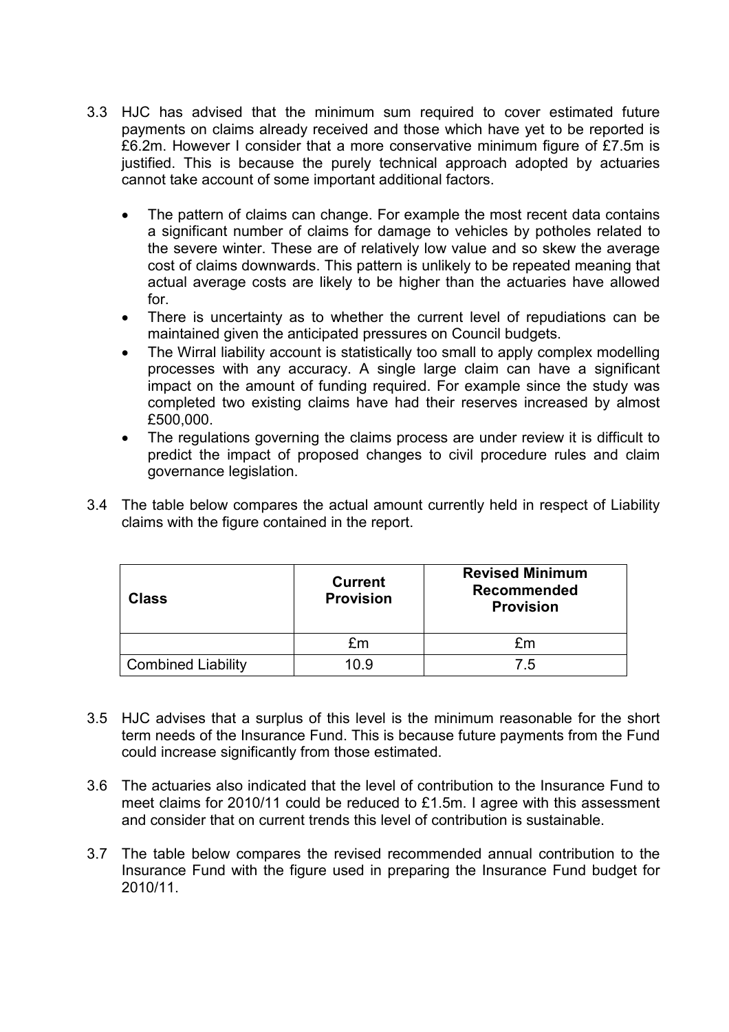3.3 HJC has advised that the minimum sum required to cover estimated future payments on claims already received and those which have yet to be reported is £6.2m. However I consider that a more conservative minimum figure of £7.5m is justified. This is because the purely technical approach adopted by actuaries cannot take account of some important additional factors.

- The pattern of claims can change. For example the most recent data contains a significant number of claims for damage to vehicles by potholes related to the severe winter. These are of relatively low value and so skew the average cost of claims downwards. This pattern is unlikely to be repeated meaning that actual average costs are likely to be higher than the actuaries have allowed for.
- There is uncertainty as to whether the current level of repudiations can be maintained given the anticipated pressures on Council budgets.
- The Wirral liability account is statistically too small to apply complex modelling processes with any accuracy. A single large claim can have a significant impact on the amount of funding required. For example since the study was completed two existing claims have had their reserves increased by almost £500,000.
- The regulations governing the claims process are under review it is difficult to predict the impact of proposed changes to civil procedure rules and claim governance legislation.

3.4 The table below compares the actual amount currently held in respect of Liability claims with the figure contained in the report.

| Class | Current Provision | Revised Minimum Recommended Provision |
|---|---|---|
| | £m | £m |
| Combined Liability | 10.9 | 7.5 |

3.5 HJC advises that a surplus of this level is the minimum reasonable for the short term needs of the Insurance Fund. This is because future payments from the Fund could increase significantly from those estimated.

3.6 The actuaries also indicated that the level of contribution to the Insurance Fund to meet claims for 2010/11 could be reduced to £1.5m. I agree with this assessment and consider that on current trends this level of contribution is sustainable.

3.7 The table below compares the revised recommended annual contribution to the Insurance Fund with the figure used in preparing the Insurance Fund budget for 2010/11.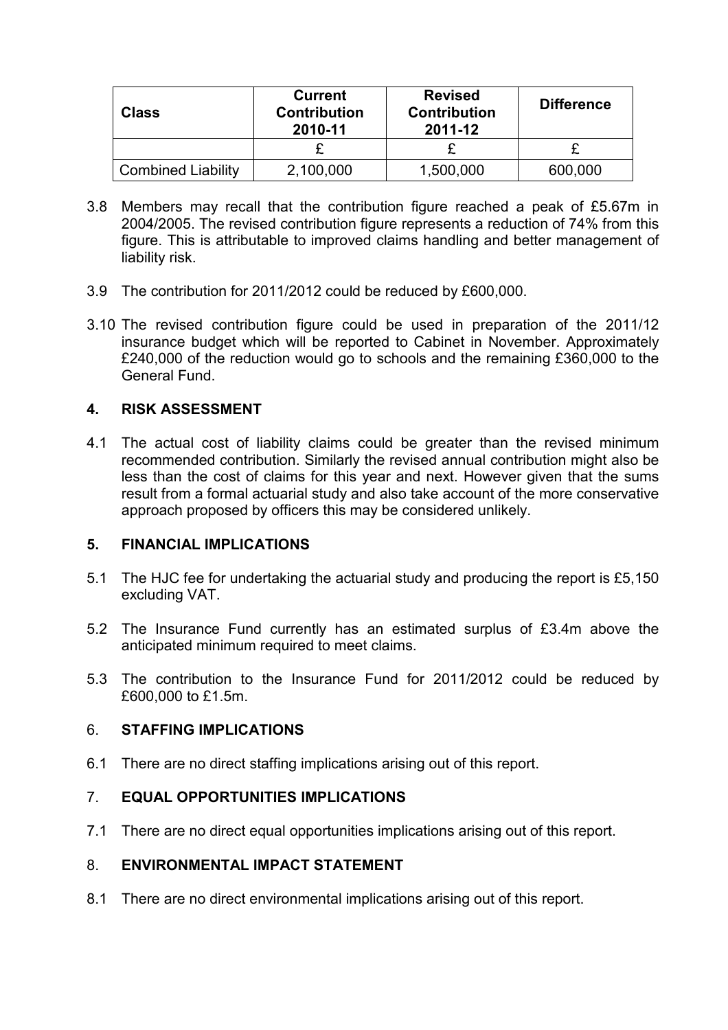| Class | Current Contribution 2010-11 | Revised Contribution 2011-12 | Difference |
|---|---|---|---|
| | £ | £ | £ |
| Combined Liability | 2,100,000 | 1,500,000 | 600,000 |

3.8 Members may recall that the contribution figure reached a peak of £5.67m in 2004/2005. The revised contribution figure represents a reduction of 74% from this figure. This is attributable to improved claims handling and better management of liability risk.

3.9 The contribution for 2011/2012 could be reduced by £600,000.

3.10 The revised contribution figure could be used in preparation of the 2011/12 insurance budget which will be reported to Cabinet in November. Approximately £240,000 of the reduction would go to schools and the remaining £360,000 to the General Fund.

## 4. RISK ASSESSMENT

4.1 The actual cost of liability claims could be greater than the revised minimum recommended contribution. Similarly the revised annual contribution might also be less than the cost of claims for this year and next. However given that the sums result from a formal actuarial study and also take account of the more conservative approach proposed by officers this may be considered unlikely.

## 5. FINANCIAL IMPLICATIONS

5.1 The HJC fee for undertaking the actuarial study and producing the report is £5,150 excluding VAT.

5.2 The Insurance Fund currently has an estimated surplus of £3.4m above the anticipated minimum required to meet claims.

5.3 The contribution to the Insurance Fund for 2011/2012 could be reduced by £600,000 to £1.5m.

## 6. STAFFING IMPLICATIONS

6.1 There are no direct staffing implications arising out of this report.

## 7. EQUAL OPPORTUNITIES IMPLICATIONS

7.1 There are no direct equal opportunities implications arising out of this report.

## 8. ENVIRONMENTAL IMPACT STATEMENT

8.1 There are no direct environmental implications arising out of this report.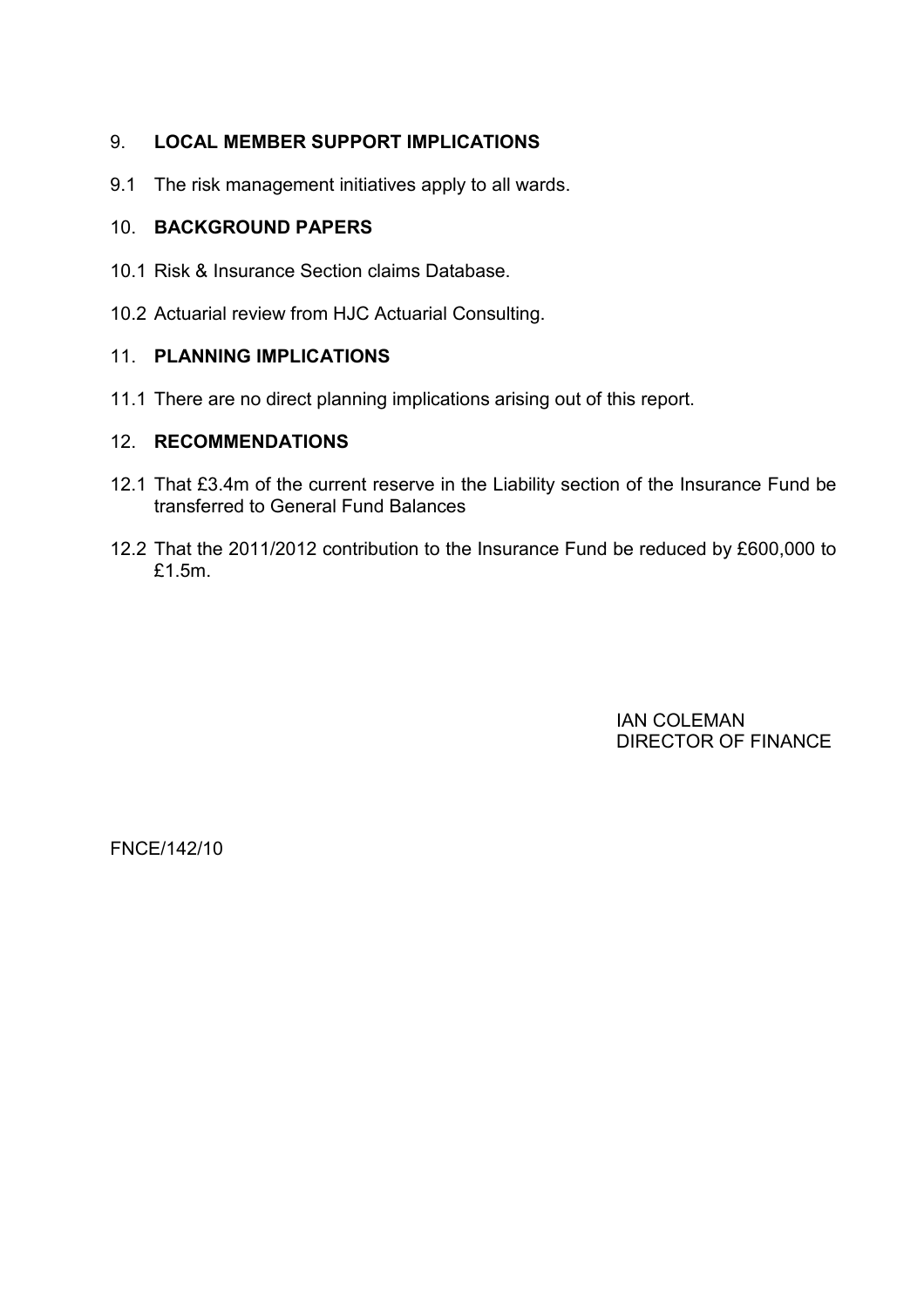## 9. LOCAL MEMBER SUPPORT IMPLICATIONS

9.1 The risk management initiatives apply to all wards.

## 10. BACKGROUND PAPERS

10.1 Risk & Insurance Section claims Database.

10.2 Actuarial review from HJC Actuarial Consulting.

## 11. PLANNING IMPLICATIONS

11.1 There are no direct planning implications arising out of this report.

## 12. RECOMMENDATIONS

12.1 That £3.4m of the current reserve in the Liability section of the Insurance Fund be transferred to General Fund Balances

12.2 That the 2011/2012 contribution to the Insurance Fund be reduced by £600,000 to £1.5m.

IAN COLEMAN
DIRECTOR OF FINANCE

FNCE/142/10